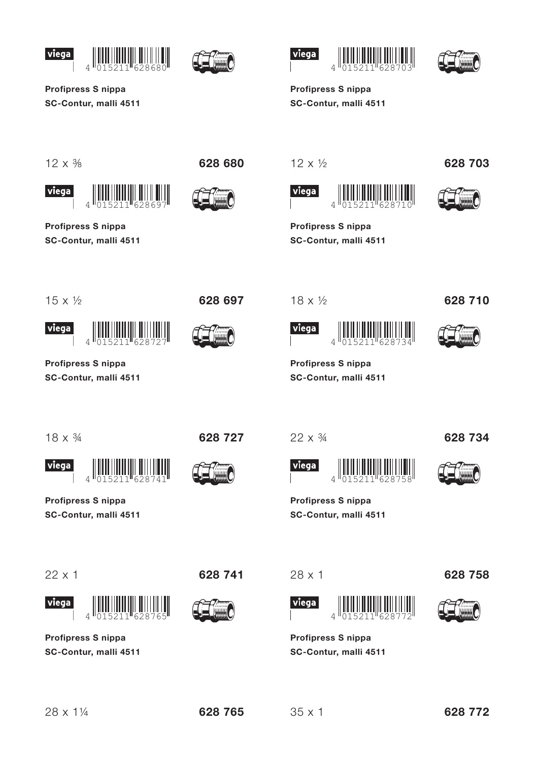4 015211 628680

**Profipress S nippa**
**SC-Contur, malli 4511**

12 x ⅜ **628 680**

4 015211 628703

**Profipress S nippa**
**SC-Contur, malli 4511**

12 x ½ **628 703**

4 015211 628697

**Profipress S nippa**
**SC-Contur, malli 4511**

15 x ½ **628 697**

4 015211 628710

**Profipress S nippa**
**SC-Contur, malli 4511**

18 x ½ **628 710**

4 015211 628727

**Profipress S nippa**
**SC-Contur, malli 4511**

18 x ¾ **628 727**

4 015211 628734

**Profipress S nippa**
**SC-Contur, malli 4511**

22 x ¾ **628 734**

4 015211 628741

**Profipress S nippa**
**SC-Contur, malli 4511**

22 x 1 **628 741**

4 015211 628758

**Profipress S nippa**
**SC-Contur, malli 4511**

28 x 1 **628 758**

4 015211 628765

**Profipress S nippa**
**SC-Contur, malli 4511**

28 x 1¼ **628 765**

4 015211 628772

**Profipress S nippa**
**SC-Contur, malli 4511**

35 x 1 **628 772**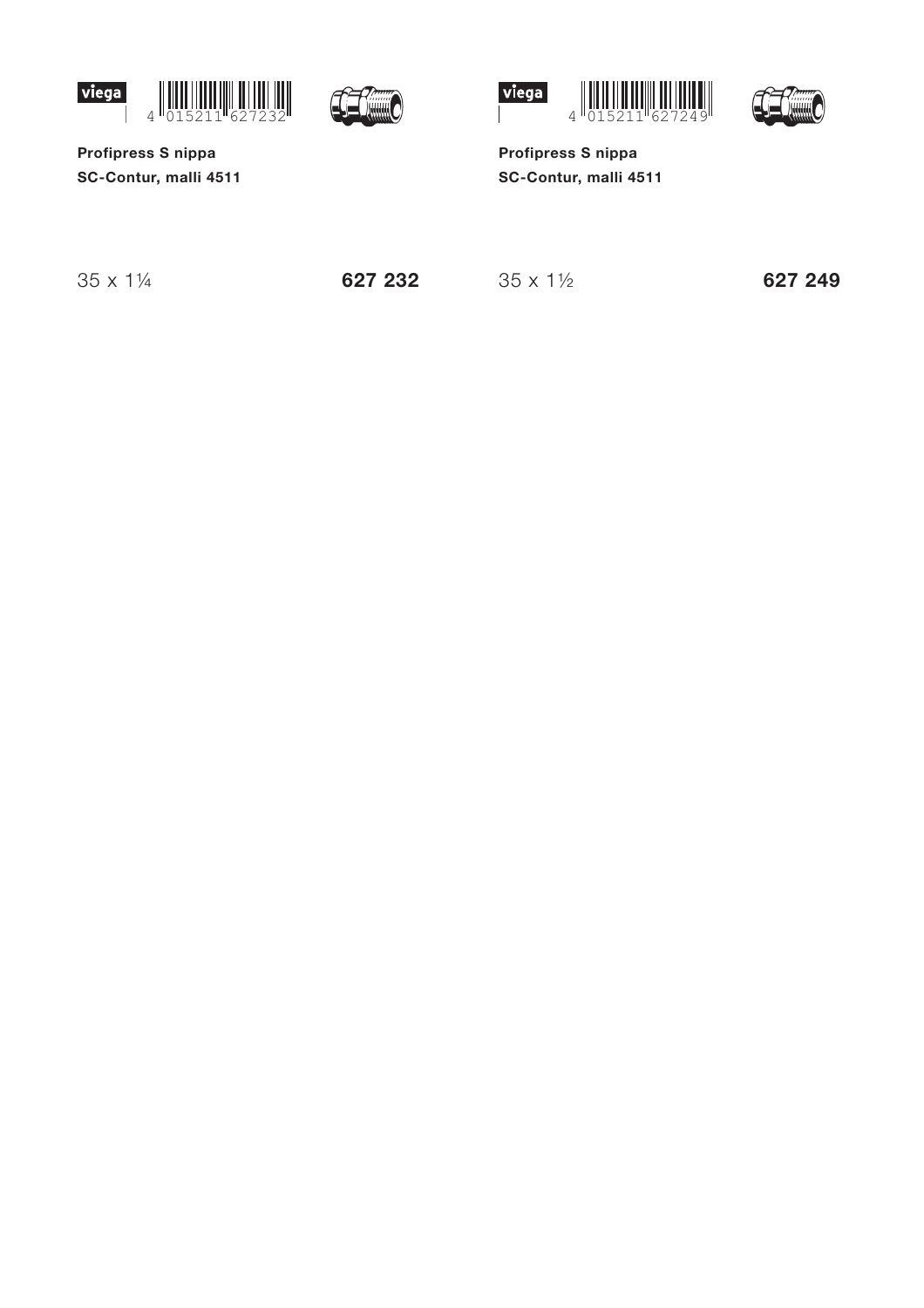viega 4 015211 627232

**Profipress S nippa**
**SC-Contur, malli 4511**

35 x 1¼ **627 232**

viega 4 015211 627249

**Profipress S nippa**
**SC-Contur, malli 4511**

35 x 1½ **627 249**